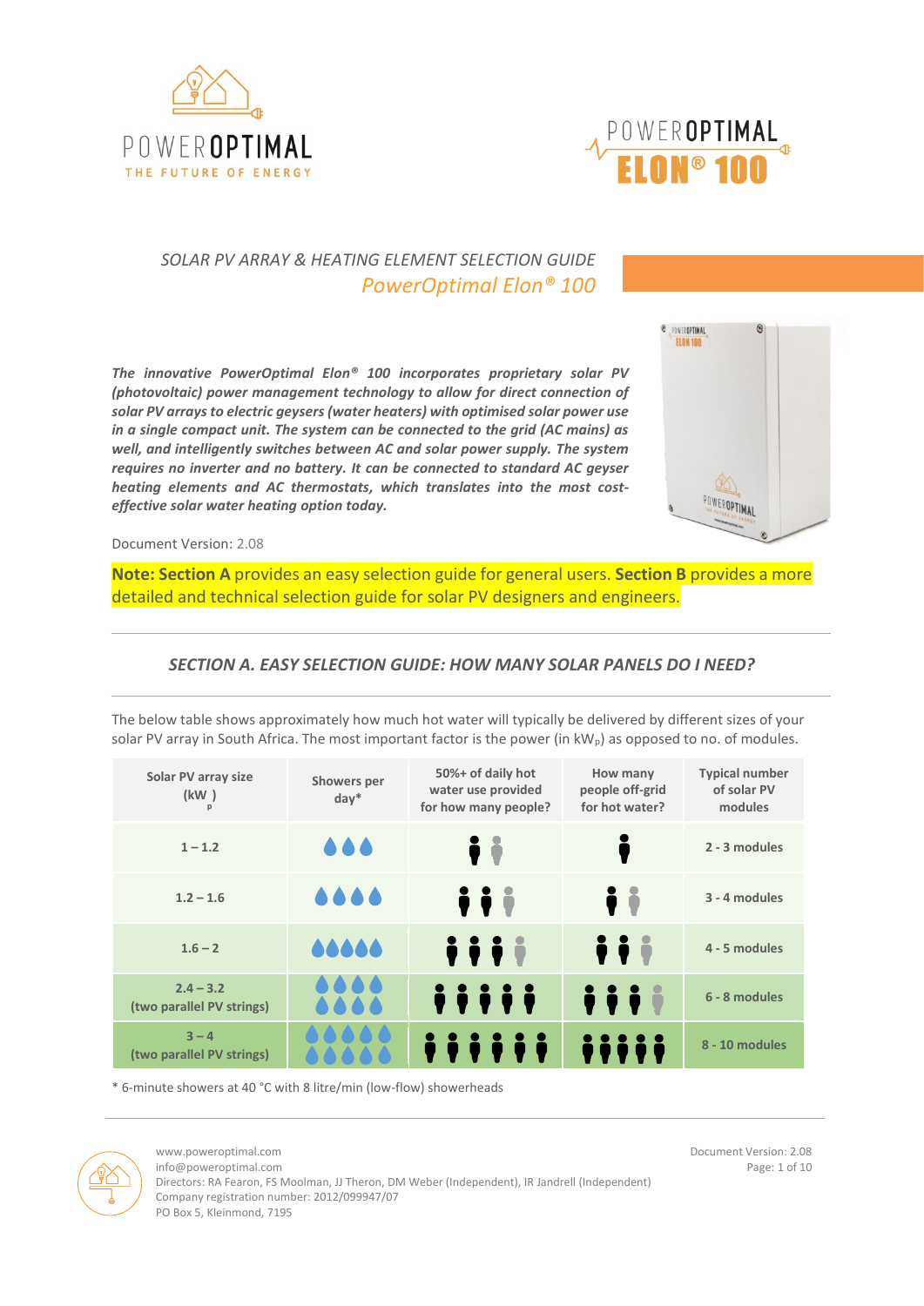POWEROPTIMAL
THE FUTURE OF ENERGY

POWEROPTIMAL ELON® 100

# *SOLAR PV ARRAY & HEATING ELEMENT SELECTION GUIDE*

## *PowerOptimal Elon® 100*

***The innovative PowerOptimal Elon® 100 incorporates proprietary solar PV (photovoltaic) power management technology to allow for direct connection of solar PV arrays to electric geysers (water heaters) with optimised solar power use in a single compact unit. The system can be connected to the grid (AC mains) as well, and intelligently switches between AC and solar power supply. The system requires no inverter and no battery. It can be connected to standard AC geyser heating elements and AC thermostats, which translates into the most cost-effective solar water heating option today.***

Document Version: 2.08

**Note: Section A** provides an easy selection guide for general users. **Section B** provides a more detailed and technical selection guide for solar PV designers and engineers.

## *SECTION A. EASY SELECTION GUIDE: HOW MANY SOLAR PANELS DO I NEED?*

The below table shows approximately how much hot water will typically be delivered by different sizes of your solar PV array in South Africa. The most important factor is the power (in $kW_p$) as opposed to no. of modules.

| Solar PV array size ($kW_p$) | Showers per day* | 50%+ of daily hot water use provided for how many people? | How many people off-grid for hot water? | Typical number of solar PV modules |
|---|---|---|---|---|
| 1 – 1.2 | 3 | 1–2 | 1 | 2 - 3 modules |
| 1.2 – 1.6 | 4 | 2–3 | 1–2 | 3 - 4 modules |
| 1.6 – 2 | 5 | 3–4 | 2–3 | 4 - 5 modules |
| 2.4 – 3.2 (two parallel PV strings) | 8 | 5 | 3–4 | 6 - 8 modules |
| 3 – 4 (two parallel PV strings) | 10 | 6 | 5 | 8 - 10 modules |

\* 6-minute showers at 40 °C with 8 litre/min (low-flow) showerheads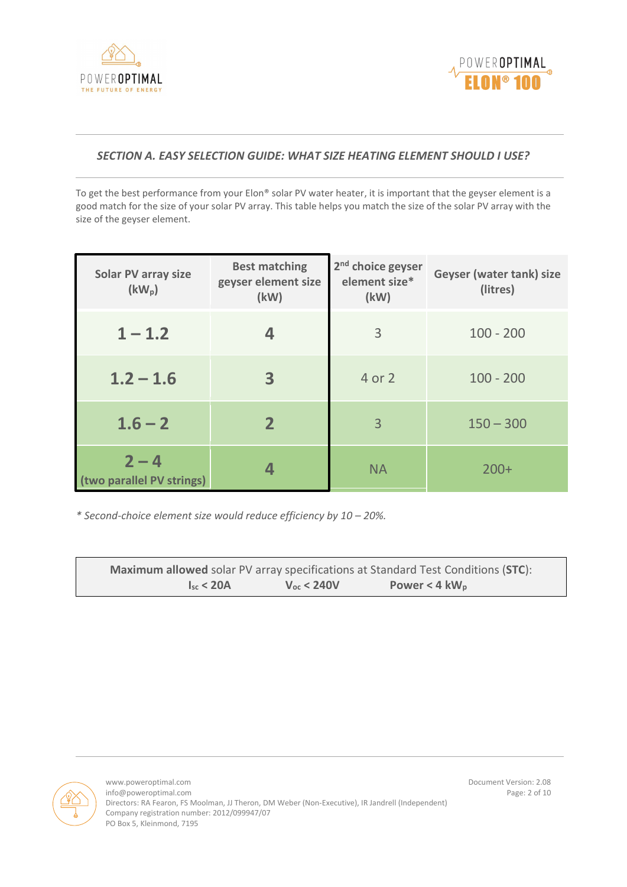## *SECTION A. EASY SELECTION GUIDE: WHAT SIZE HEATING ELEMENT SHOULD I USE?*

To get the best performance from your Elon® solar PV water heater, it is important that the geyser element is a good match for the size of your solar PV array. This table helps you match the size of the solar PV array with the size of the geyser element.

| Solar PV array size ($kW_p$) | Best matching geyser element size (kW) | 2nd choice geyser element size* (kW) | Geyser (water tank) size (litres) |
|---|---|---|---|
| **1 – 1.2** | **4** | 3 | 100 - 200 |
| **1.2 – 1.6** | **3** | 4 or 2 | 100 - 200 |
| **1.6 – 2** | **2** | 3 | 150 – 300 |
| **2 – 4** **(two parallel PV strings)** | **4** | NA | 200+ |

*\* Second-choice element size would reduce efficiency by 10 – 20%.*

**Maximum allowed** solar PV array specifications at Standard Test Conditions (**STC**):
**$I_{sc}$ < 20A** **$V_{oc}$ < 240V** **Power < 4 $kW_p$**

www.poweroptimal.com
info@poweroptimal.com
Directors: RA Fearon, FS Moolman, JJ Theron, DM Weber (Non-Executive), IR Jandrell (Independent)
Company registration number: 2012/099947/07
PO Box 5, Kleinmond, 7195

Document Version: 2.08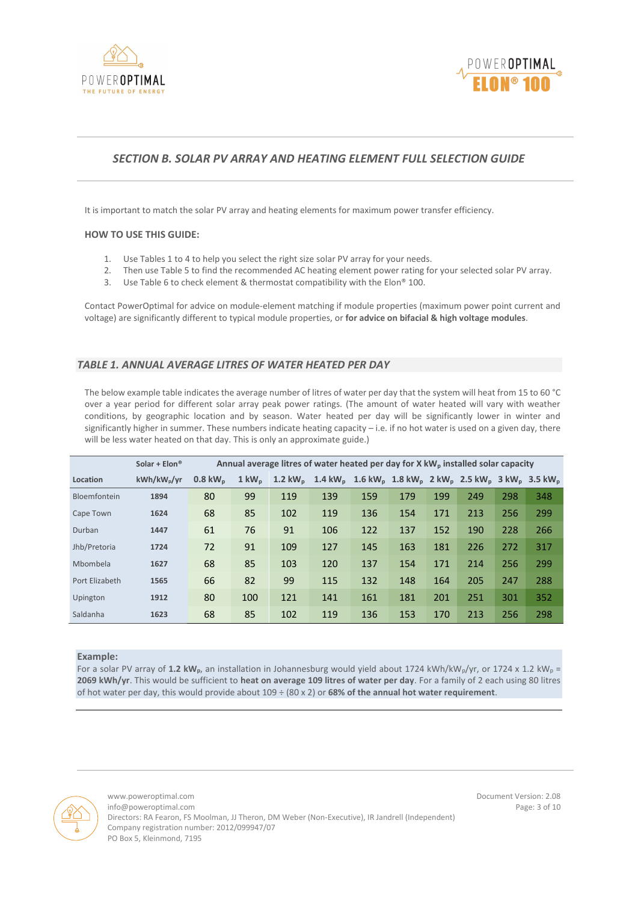## *SECTION B. SOLAR PV ARRAY AND HEATING ELEMENT FULL SELECTION GUIDE*

It is important to match the solar PV array and heating elements for maximum power transfer efficiency.

**HOW TO USE THIS GUIDE:**

1. Use Tables 1 to 4 to help you select the right size solar PV array for your needs.
2. Then use Table 5 to find the recommended AC heating element power rating for your selected solar PV array.
3. Use Table 6 to check element & thermostat compatibility with the Elon® 100.

Contact PowerOptimal for advice on module-element matching if module properties (maximum power point current and voltage) are significantly different to typical module properties, or **for advice on bifacial & high voltage modules**.

### *TABLE 1. ANNUAL AVERAGE LITRES OF WATER HEATED PER DAY*

The below example table indicates the average number of litres of water per day that the system will heat from 15 to 60 °C over a year period for different solar array peak power ratings. (The amount of water heated will vary with weather conditions, by geographic location and by season. Water heated per day will be significantly lower in winter and significantly higher in summer. These numbers indicate heating capacity – i.e. if no hot water is used on a given day, there will be less water heated on that day. This is only an approximate guide.)

| | Solar + Elon® | Annual average litres of water heated per day for X $kW_p$ installed solar capacity | | | | | | | | | |
|---|---|---|---|---|---|---|---|---|---|---|---|
| **Location** | **$kWh/kW_p/yr$** | **0.8 $kW_p$** | **1 $kW_p$** | **1.2 $kW_p$** | **1.4 $kW_p$** | **1.6 $kW_p$** | **1.8 $kW_p$** | **2 $kW_p$** | **2.5 $kW_p$** | **3 $kW_p$** | **3.5 $kW_p$** |
| Bloemfontein | 1894 | 80 | 99 | 119 | 139 | 159 | 179 | 199 | 249 | 298 | 348 |
| Cape Town | 1624 | 68 | 85 | 102 | 119 | 136 | 154 | 171 | 213 | 256 | 299 |
| Durban | 1447 | 61 | 76 | 91 | 106 | 122 | 137 | 152 | 190 | 228 | 266 |
| Jhb/Pretoria | 1724 | 72 | 91 | 109 | 127 | 145 | 163 | 181 | 226 | 272 | 317 |
| Mbombela | 1627 | 68 | 85 | 103 | 120 | 137 | 154 | 171 | 214 | 256 | 299 |
| Port Elizabeth | 1565 | 66 | 82 | 99 | 115 | 132 | 148 | 164 | 205 | 247 | 288 |
| Upington | 1912 | 80 | 100 | 121 | 141 | 161 | 181 | 201 | 251 | 301 | 352 |
| Saldanha | 1623 | 68 | 85 | 102 | 119 | 136 | 153 | 170 | 213 | 256 | 298 |

**Example:**
For a solar PV array of **1.2 $kW_p$**, an installation in Johannesburg would yield about 1724 $kWh/kW_p/yr$, or 1724 x 1.2 $kW_p$ = **2069 kWh/yr**. This would be sufficient to **heat on average 109 litres of water per day**. For a family of 2 each using 80 litres of hot water per day, this would provide about 109 ÷ (80 x 2) or **68% of the annual hot water requirement**.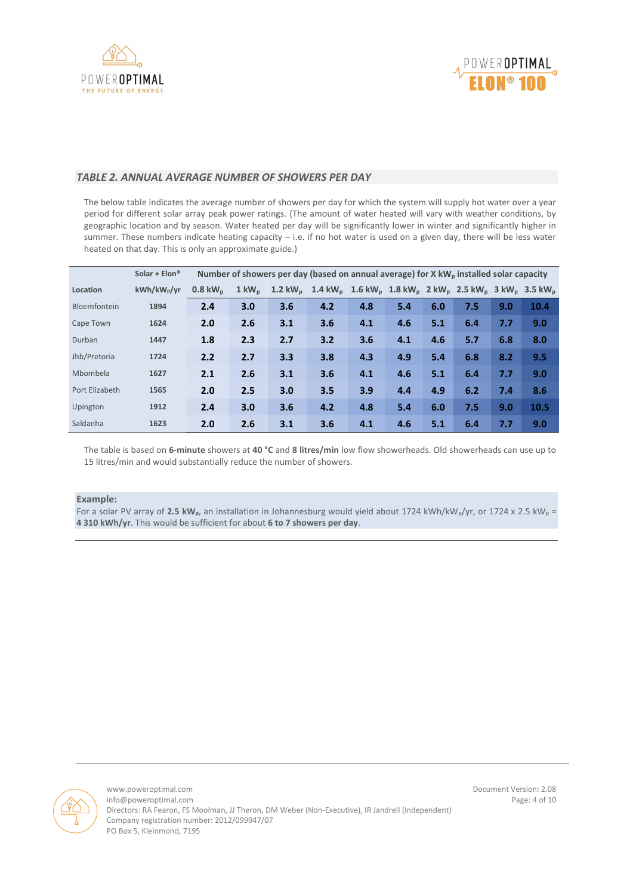## *TABLE 2. ANNUAL AVERAGE NUMBER OF SHOWERS PER DAY*

The below table indicates the average number of showers per day for which the system will supply hot water over a year period for different solar array peak power ratings. (The amount of water heated will vary with weather conditions, by geographic location and by season. Water heated per day will be significantly lower in winter and significantly higher in summer. These numbers indicate heating capacity – i.e. if no hot water is used on a given day, there will be less water heated on that day. This is only an approximate guide.)

| | Solar + Elon® | Number of showers per day (based on annual average) for X $kW_p$ installed solar capacity | | | | | | | | | |
|---|---|---|---|---|---|---|---|---|---|---|---|
| **Location** | **$kWh/kW_p/yr$** | **0.8 $kW_p$** | **1 $kW_p$** | **1.2 $kW_p$** | **1.4 $kW_p$** | **1.6 $kW_p$** | **1.8 $kW_p$** | **2 $kW_p$** | **2.5 $kW_p$** | **3 $kW_p$** | **3.5 $kW_p$** |
| Bloemfontein | 1894 | 2.4 | 3.0 | 3.6 | 4.2 | 4.8 | 5.4 | 6.0 | 7.5 | 9.0 | 10.4 |
| Cape Town | 1624 | 2.0 | 2.6 | 3.1 | 3.6 | 4.1 | 4.6 | 5.1 | 6.4 | 7.7 | 9.0 |
| Durban | 1447 | 1.8 | 2.3 | 2.7 | 3.2 | 3.6 | 4.1 | 4.6 | 5.7 | 6.8 | 8.0 |
| Jhb/Pretoria | 1724 | 2.2 | 2.7 | 3.3 | 3.8 | 4.3 | 4.9 | 5.4 | 6.8 | 8.2 | 9.5 |
| Mbombela | 1627 | 2.1 | 2.6 | 3.1 | 3.6 | 4.1 | 4.6 | 5.1 | 6.4 | 7.7 | 9.0 |
| Port Elizabeth | 1565 | 2.0 | 2.5 | 3.0 | 3.5 | 3.9 | 4.4 | 4.9 | 6.2 | 7.4 | 8.6 |
| Upington | 1912 | 2.4 | 3.0 | 3.6 | 4.2 | 4.8 | 5.4 | 6.0 | 7.5 | 9.0 | 10.5 |
| Saldanha | 1623 | 2.0 | 2.6 | 3.1 | 3.6 | 4.1 | 4.6 | 5.1 | 6.4 | 7.7 | 9.0 |

The table is based on **6-minute** showers at **40 °C** and **8 litres/min** low flow showerheads. Old showerheads can use up to 15 litres/min and would substantially reduce the number of showers.

**Example:**
For a solar PV array of **2.5 $kW_p$**, an installation in Johannesburg would yield about 1724 $kWh/kW_p/yr$, or 1724 x 2.5 $kW_p$ = **4 310 kWh/yr**. This would be sufficient for about **6 to 7 showers per day**.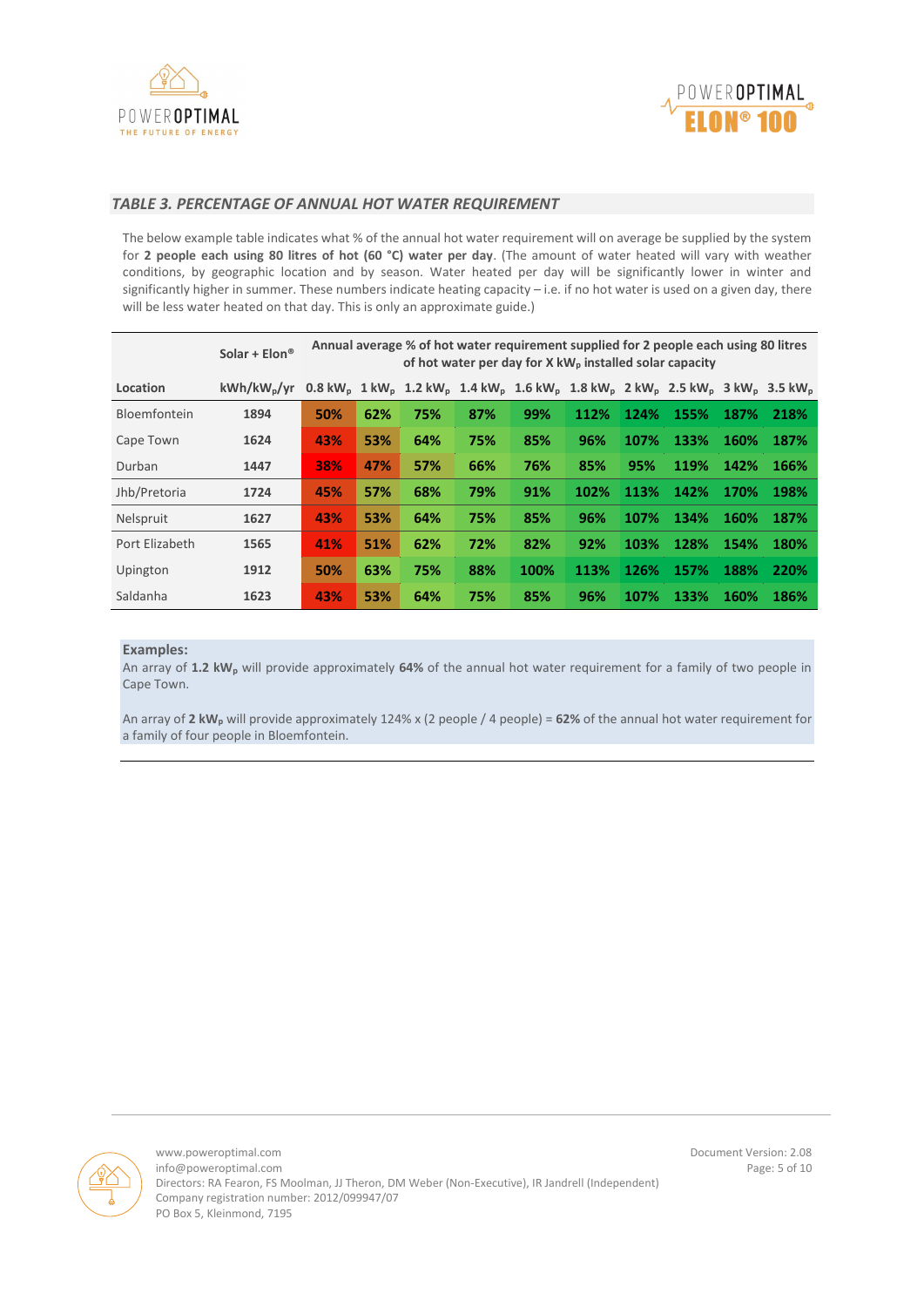## *TABLE 3. PERCENTAGE OF ANNUAL HOT WATER REQUIREMENT*

The below example table indicates what % of the annual hot water requirement will on average be supplied by the system for **2 people each using 80 litres of hot (60 °C) water per day**. (The amount of water heated will vary with weather conditions, by geographic location and by season. Water heated per day will be significantly lower in winter and significantly higher in summer. These numbers indicate heating capacity – i.e. if no hot water is used on a given day, there will be less water heated on that day. This is only an approximate guide.)

| | Solar + Elon® | Annual average % of hot water requirement supplied for 2 people each using 80 litres of hot water per day for X $kW_p$ installed solar capacity | | | | | | | | | |
|---|---|---|---|---|---|---|---|---|---|---|---|
| **Location** | **$kWh/kW_p/yr$** | **0.8 $kW_p$** | **1 $kW_p$** | **1.2 $kW_p$** | **1.4 $kW_p$** | **1.6 $kW_p$** | **1.8 $kW_p$** | **2 $kW_p$** | **2.5 $kW_p$** | **3 $kW_p$** | **3.5 $kW_p$** |
| Bloemfontein | 1894 | 50% | 62% | 75% | 87% | 99% | 112% | 124% | 155% | 187% | 218% |
| Cape Town | 1624 | 43% | 53% | 64% | 75% | 85% | 96% | 107% | 133% | 160% | 187% |
| Durban | 1447 | 38% | 47% | 57% | 66% | 76% | 85% | 95% | 119% | 142% | 166% |
| Jhb/Pretoria | 1724 | 45% | 57% | 68% | 79% | 91% | 102% | 113% | 142% | 170% | 198% |
| Nelspruit | 1627 | 43% | 53% | 64% | 75% | 85% | 96% | 107% | 134% | 160% | 187% |
| Port Elizabeth | 1565 | 41% | 51% | 62% | 72% | 82% | 92% | 103% | 128% | 154% | 180% |
| Upington | 1912 | 50% | 63% | 75% | 88% | 100% | 113% | 126% | 157% | 188% | 220% |
| Saldanha | 1623 | 43% | 53% | 64% | 75% | 85% | 96% | 107% | 133% | 160% | 186% |

**Examples:**

An array of **1.2 $kW_p$** will provide approximately **64%** of the annual hot water requirement for a family of two people in Cape Town.

An array of **2 $kW_p$** will provide approximately 124% x (2 people / 4 people) = **62%** of the annual hot water requirement for a family of four people in Bloemfontein.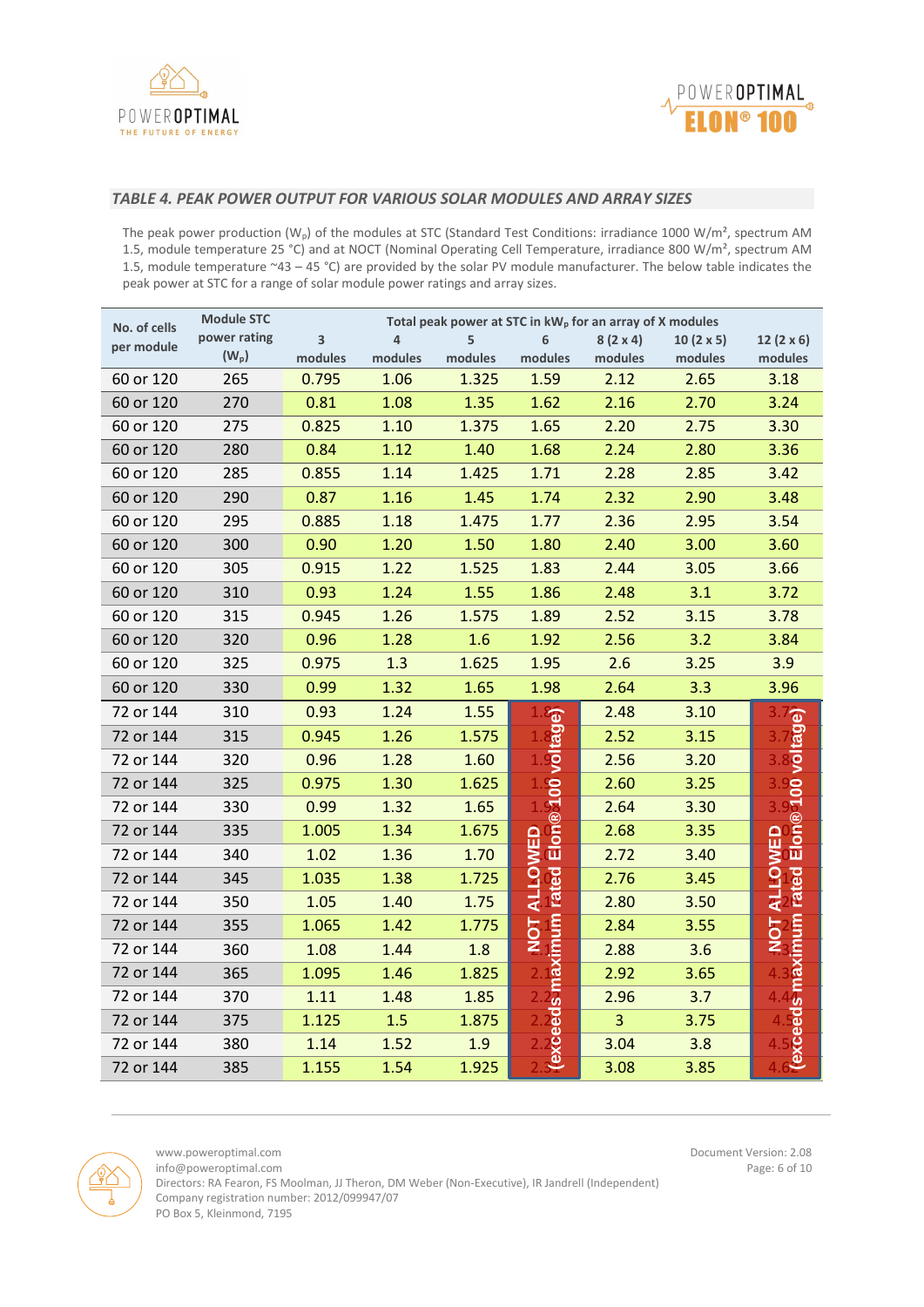## *TABLE 4. PEAK POWER OUTPUT FOR VARIOUS SOLAR MODULES AND ARRAY SIZES*

The peak power production ($W_p$) of the modules at STC (Standard Test Conditions: irradiance 1000 W/m², spectrum AM 1.5, module temperature 25 °C) and at NOCT (Nominal Operating Cell Temperature, irradiance 800 W/m², spectrum AM 1.5, module temperature ~43 – 45 °C) are provided by the solar PV module manufacturer. The below table indicates the peak power at STC for a range of solar module power ratings and array sizes.

| No. of cells per module | Module STC power rating ($W_p$) | Total peak power at STC in $kW_p$ for an array of X modules | | | | | | |
|---|---|---|---|---|---|---|---|---|
| | | 3 modules | 4 modules | 5 modules | 6 modules | 8 (2 x 4) modules | 10 (2 x 5) modules | 12 (2 x 6) modules |
| 60 or 120 | 265 | 0.795 | 1.06 | 1.325 | 1.59 | 2.12 | 2.65 | 3.18 |
| 60 or 120 | 270 | 0.81 | 1.08 | 1.35 | 1.62 | 2.16 | 2.70 | 3.24 |
| 60 or 120 | 275 | 0.825 | 1.10 | 1.375 | 1.65 | 2.20 | 2.75 | 3.30 |
| 60 or 120 | 280 | 0.84 | 1.12 | 1.40 | 1.68 | 2.24 | 2.80 | 3.36 |
| 60 or 120 | 285 | 0.855 | 1.14 | 1.425 | 1.71 | 2.28 | 2.85 | 3.42 |
| 60 or 120 | 290 | 0.87 | 1.16 | 1.45 | 1.74 | 2.32 | 2.90 | 3.48 |
| 60 or 120 | 295 | 0.885 | 1.18 | 1.475 | 1.77 | 2.36 | 2.95 | 3.54 |
| 60 or 120 | 300 | 0.90 | 1.20 | 1.50 | 1.80 | 2.40 | 3.00 | 3.60 |
| 60 or 120 | 305 | 0.915 | 1.22 | 1.525 | 1.83 | 2.44 | 3.05 | 3.66 |
| 60 or 120 | 310 | 0.93 | 1.24 | 1.55 | 1.86 | 2.48 | 3.1 | 3.72 |
| 60 or 120 | 315 | 0.945 | 1.26 | 1.575 | 1.89 | 2.52 | 3.15 | 3.78 |
| 60 or 120 | 320 | 0.96 | 1.28 | 1.6 | 1.92 | 2.56 | 3.2 | 3.84 |
| 60 or 120 | 325 | 0.975 | 1.3 | 1.625 | 1.95 | 2.6 | 3.25 | 3.9 |
| 60 or 120 | 330 | 0.99 | 1.32 | 1.65 | 1.98 | 2.64 | 3.3 | 3.96 |
| 72 or 144 | 310 | 0.93 | 1.24 | 1.55 | NOT ALLOWED (exceeds maximum rated Elon®100 voltage) | 2.48 | 3.10 | NOT ALLOWED (exceeds maximum rated Elon®100 voltage) |
| 72 or 144 | 315 | 0.945 | 1.26 | 1.575 | NOT ALLOWED | 2.52 | 3.15 | NOT ALLOWED |
| 72 or 144 | 320 | 0.96 | 1.28 | 1.60 | NOT ALLOWED | 2.56 | 3.20 | NOT ALLOWED |
| 72 or 144 | 325 | 0.975 | 1.30 | 1.625 | NOT ALLOWED | 2.60 | 3.25 | NOT ALLOWED |
| 72 or 144 | 330 | 0.99 | 1.32 | 1.65 | NOT ALLOWED | 2.64 | 3.30 | NOT ALLOWED |
| 72 or 144 | 335 | 1.005 | 1.34 | 1.675 | NOT ALLOWED | 2.68 | 3.35 | NOT ALLOWED |
| 72 or 144 | 340 | 1.02 | 1.36 | 1.70 | NOT ALLOWED | 2.72 | 3.40 | NOT ALLOWED |
| 72 or 144 | 345 | 1.035 | 1.38 | 1.725 | NOT ALLOWED | 2.76 | 3.45 | NOT ALLOWED |
| 72 or 144 | 350 | 1.05 | 1.40 | 1.75 | NOT ALLOWED | 2.80 | 3.50 | NOT ALLOWED |
| 72 or 144 | 355 | 1.065 | 1.42 | 1.775 | NOT ALLOWED | 2.84 | 3.55 | NOT ALLOWED |
| 72 or 144 | 360 | 1.08 | 1.44 | 1.8 | NOT ALLOWED | 2.88 | 3.6 | NOT ALLOWED |
| 72 or 144 | 365 | 1.095 | 1.46 | 1.825 | NOT ALLOWED | 2.92 | 3.65 | NOT ALLOWED |
| 72 or 144 | 370 | 1.11 | 1.48 | 1.85 | NOT ALLOWED | 2.96 | 3.7 | NOT ALLOWED |
| 72 or 144 | 375 | 1.125 | 1.5 | 1.875 | NOT ALLOWED | 3 | 3.75 | NOT ALLOWED |
| 72 or 144 | 380 | 1.14 | 1.52 | 1.9 | NOT ALLOWED | 3.04 | 3.8 | NOT ALLOWED |
| 72 or 144 | 385 | 1.155 | 1.54 | 1.925 | NOT ALLOWED | 3.08 | 3.85 | NOT ALLOWED |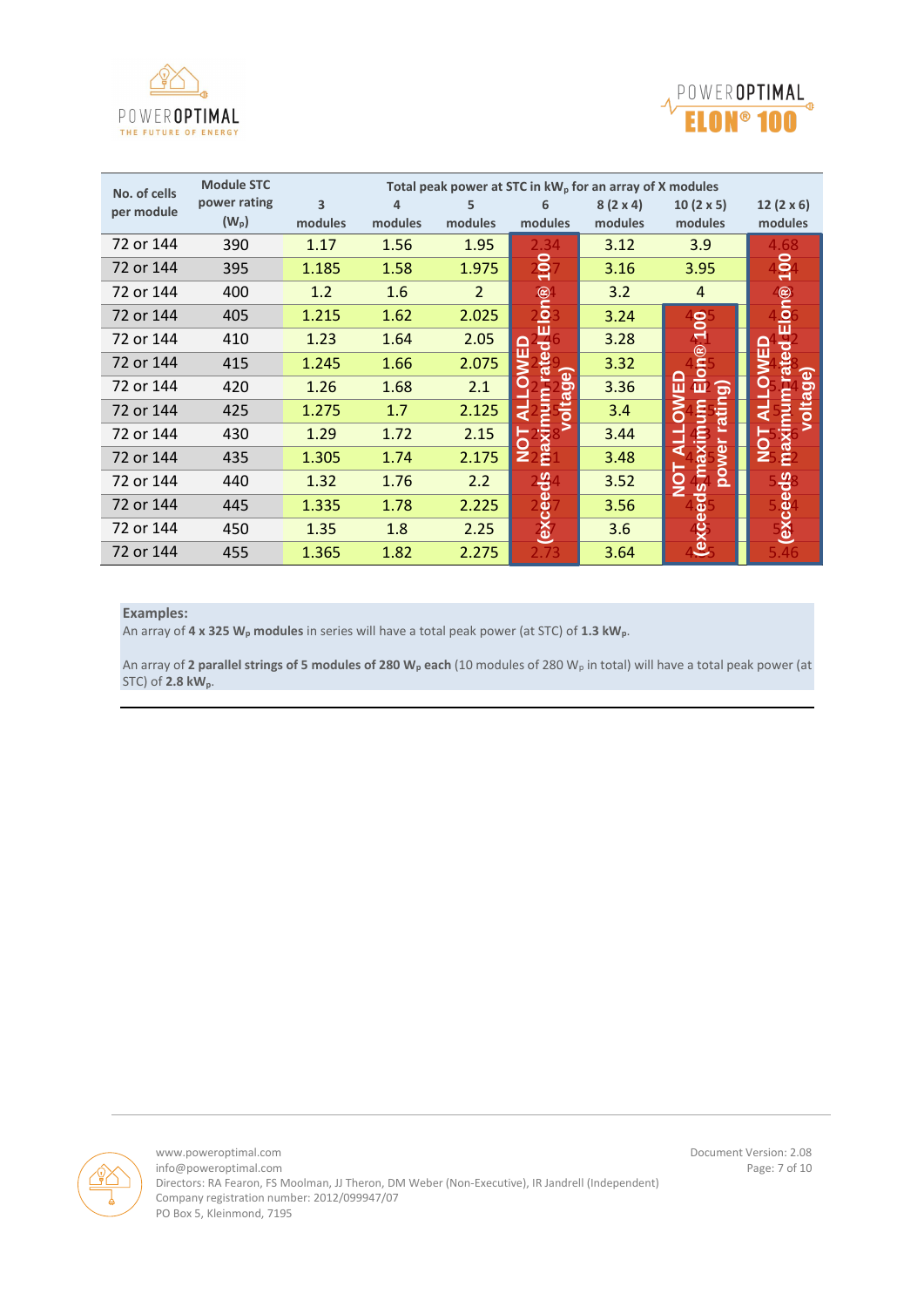| No. of cells per module | Module STC power rating ($W_p$) | Total peak power at STC in $kW_p$ for an array of X modules | | | | | | |
|---|---|---|---|---|---|---|---|---|
| | | 3 modules | 4 modules | 5 modules | 6 modules | 8 (2 x 4) modules | 10 (2 x 5) modules | 12 (2 x 6) modules |
| 72 or 144 | 390 | 1.17 | 1.56 | 1.95 | 2.34 | 3.12 | 3.9 | 4.68 |
| 72 or 144 | 395 | 1.185 | 1.58 | 1.975 | 2.37 | 3.16 | 3.95 | 4.74 |
| 72 or 144 | 400 | 1.2 | 1.6 | 2 | 2.4 | 3.2 | 4 | 4.8 |
| 72 or 144 | 405 | 1.215 | 1.62 | 2.025 | 2.43 | 3.24 | 4.05 | 4.86 |
| 72 or 144 | 410 | 1.23 | 1.64 | 2.05 | 2.46 | 3.28 | 4.1 | 4.92 |
| 72 or 144 | 415 | 1.245 | 1.66 | 2.075 | 2.49 | 3.32 | 4.15 | 4.98 |
| 72 or 144 | 420 | 1.26 | 1.68 | 2.1 | 2.52 | 3.36 | 4.2 | 5.04 |
| 72 or 144 | 425 | 1.275 | 1.7 | 2.125 | 2.55 | 3.4 | 4.25 | 5.1 |
| 72 or 144 | 430 | 1.29 | 1.72 | 2.15 | 2.58 | 3.44 | 4.3 | 5.16 |
| 72 or 144 | 435 | 1.305 | 1.74 | 2.175 | 2.61 | 3.48 | 4.35 | 5.22 |
| 72 or 144 | 440 | 1.32 | 1.76 | 2.2 | 2.64 | 3.52 | 4.4 | 5.28 |
| 72 or 144 | 445 | 1.335 | 1.78 | 2.225 | 2.67 | 3.56 | 4.45 | 5.34 |
| 72 or 144 | 450 | 1.35 | 1.8 | 2.25 | 2.7 | 3.6 | 4.5 | 5.4 |
| 72 or 144 | 455 | 1.365 | 1.82 | 2.275 | 2.73 | 3.64 | 4.55 | 5.46 |

6 modules column (all rows): **NOT ALLOWED (exceeds maximum rated Elon® 100 voltage)**

10 (2 x 5) modules column (rows 405 to 455 $W_p$): **NOT ALLOWED (exceeds maximum Elon® 100 power rating)**

12 (2 x 6) modules column (all rows): **NOT ALLOWED (exceeds maximum rated Elon® 100 voltage)**

**Examples:**

An array of **4 x 325 $W_p$ modules** in series will have a total peak power (at STC) of **1.3 $kW_p$**.

An array of **2 parallel strings of 5 modules of 280 $W_p$ each** (10 modules of 280 $W_p$ in total) will have a total peak power (at STC) of **2.8 $kW_p$**.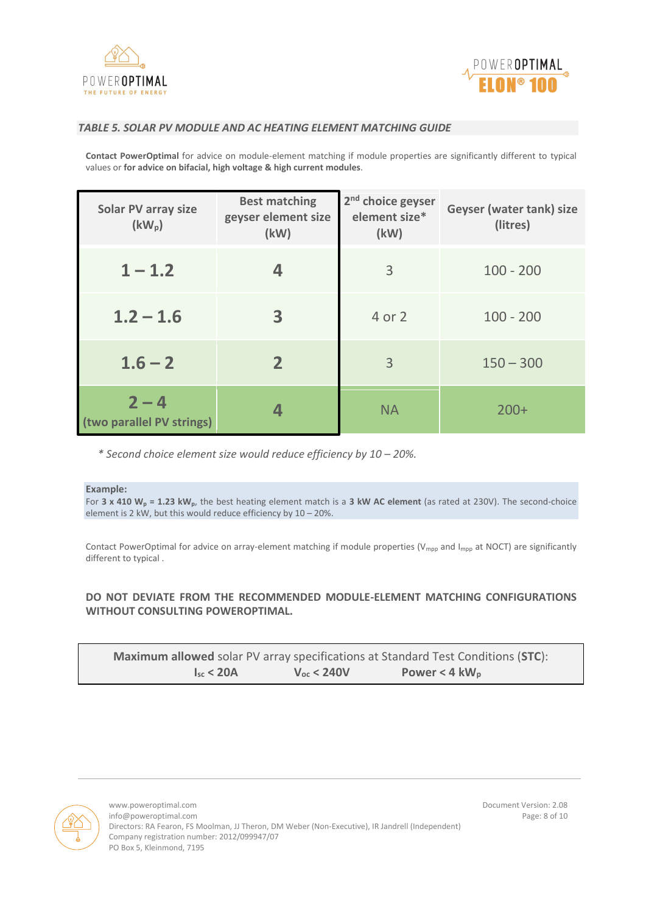### *TABLE 5. SOLAR PV MODULE AND AC HEATING ELEMENT MATCHING GUIDE*

**Contact PowerOptimal** for advice on module-element matching if module properties are significantly different to typical values or **for advice on bifacial, high voltage & high current modules**.

| Solar PV array size ($kW_p$) | Best matching geyser element size (kW) | 2nd choice geyser element size* (kW) | Geyser (water tank) size (litres) |
|---|---|---|---|
| **1 – 1.2** | **4** | 3 | 100 - 200 |
| **1.2 – 1.6** | **3** | 4 or 2 | 100 - 200 |
| **1.6 – 2** | **2** | 3 | 150 – 300 |
| **2 – 4 (two parallel PV strings)** | **4** | NA | 200+ |

*\* Second choice element size would reduce efficiency by 10 – 20%.*

**Example:**
For **3 x 410 $W_p$ = 1.23 $kW_p$**, the best heating element match is a **3 kW AC element** (as rated at 230V). The second-choice element is 2 kW, but this would reduce efficiency by 10 – 20%.

Contact PowerOptimal for advice on array-element matching if module properties ($V_{mpp}$ and $I_{mpp}$ at NOCT) are significantly different to typical .

**DO NOT DEVIATE FROM THE RECOMMENDED MODULE-ELEMENT MATCHING CONFIGURATIONS WITHOUT CONSULTING POWEROPTIMAL.**

**Maximum allowed** solar PV array specifications at Standard Test Conditions (**STC**):
**$I_{sc}$ < 20A** **$V_{oc}$ < 240V** **Power < 4 $kW_p$**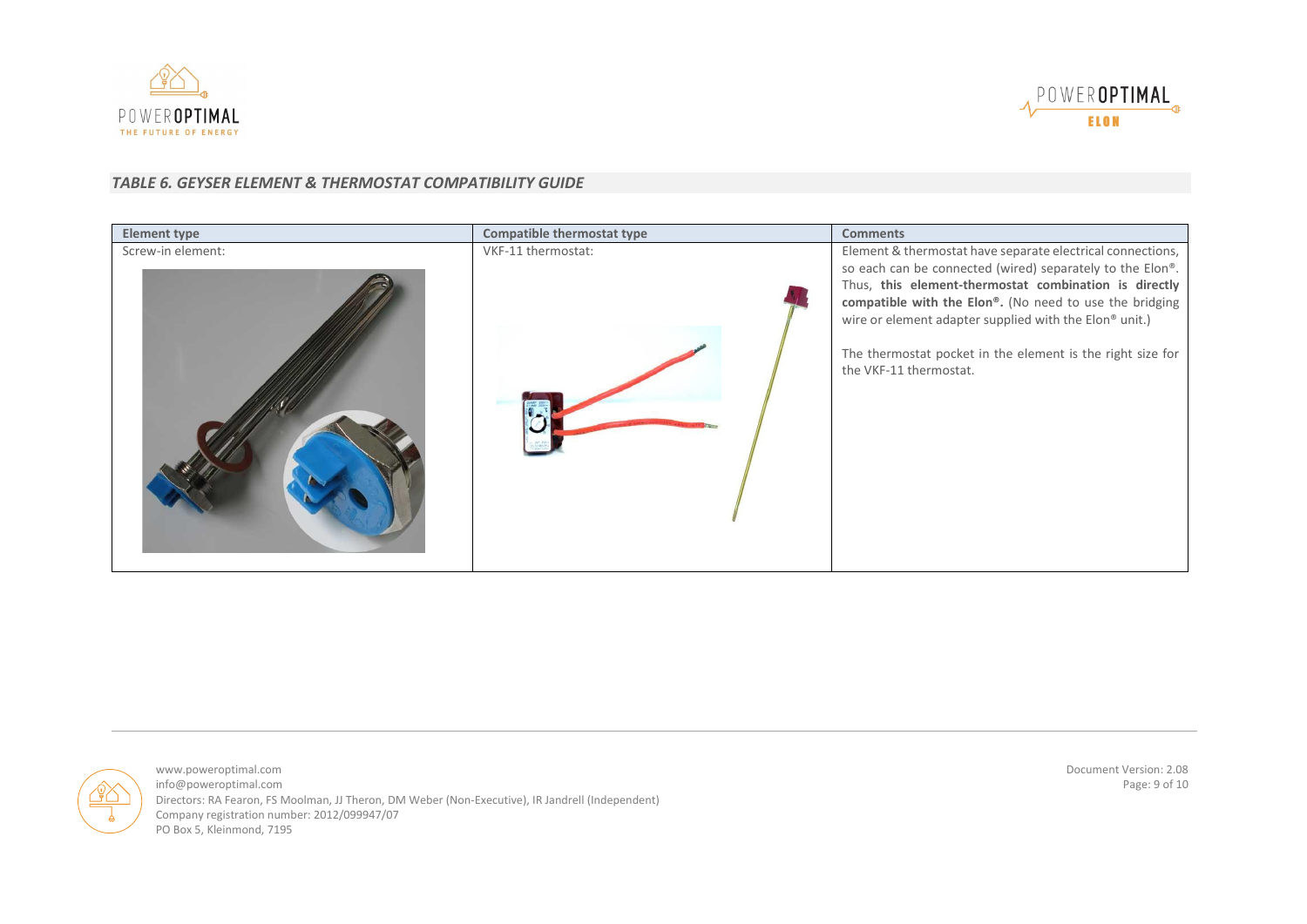*TABLE 6. GEYSER ELEMENT & THERMOSTAT COMPATIBILITY GUIDE*

| Element type | Compatible thermostat type | Comments |
| --- | --- | --- |
| Screw-in element: | VKF-11 thermostat: | Element & thermostat have separate electrical connections, so each can be connected (wired) separately to the Elon®. Thus, **this element-thermostat combination is directly compatible with the Elon®.** (No need to use the bridging wire or element adapter supplied with the Elon® unit.)<br><br>The thermostat pocket in the element is the right size for the VKF-11 thermostat. |

www.poweroptimal.com
info@poweroptimal.com
Directors: RA Fearon, FS Moolman, JJ Theron, DM Weber (Non-Executive), IR Jandrell (Independent)
Company registration number: 2012/099947/07
PO Box 5, Kleinmond, 7195

Document Version: 2.08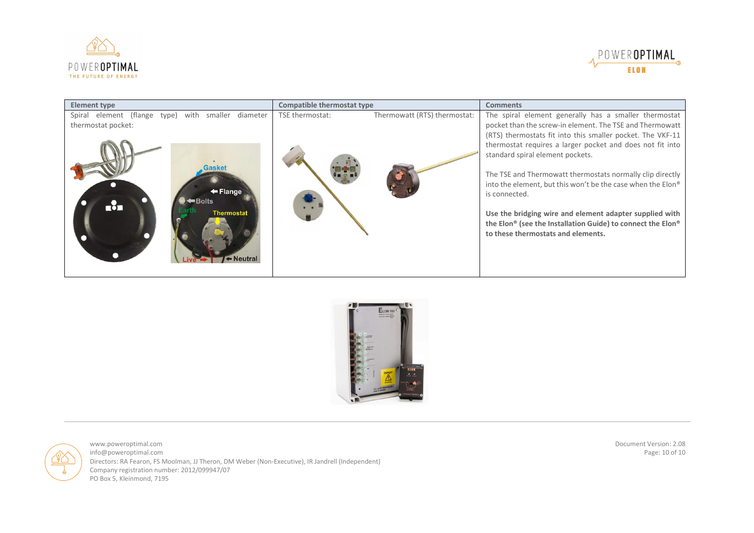| Element type | Compatible thermostat type | Comments |
|---|---|---|
| Spiral element (flange type) with smaller diameter thermostat pocket:<br>Gasket<br>Flange<br>Bolts<br>Earth<br>Thermostat<br>Live<br>Neutral | TSE thermostat: Thermowatt (RTS) thermostat: | The spiral element generally has a smaller thermostat pocket than the screw-in element. The TSE and Thermowatt (RTS) thermostats fit into this smaller pocket. The VKF-11 thermostat requires a larger pocket and does not fit into standard spiral element pockets.<br><br>The TSE and Thermowatt thermostats normally clip directly into the element, but this won't be the case when the Elon® is connected.<br><br>**Use the bridging wire and element adapter supplied with the Elon® (see the Installation Guide) to connect the Elon® to these thermostats and elements.** |

www.poweroptimal.com
info@poweroptimal.com
Directors: RA Fearon, FS Moolman, JJ Theron, DM Weber (Non-Executive), IR Jandrell (Independent)
Company registration number: 2012/099947/07
PO Box 5, Kleinmond, 7195

Document Version: 2.08